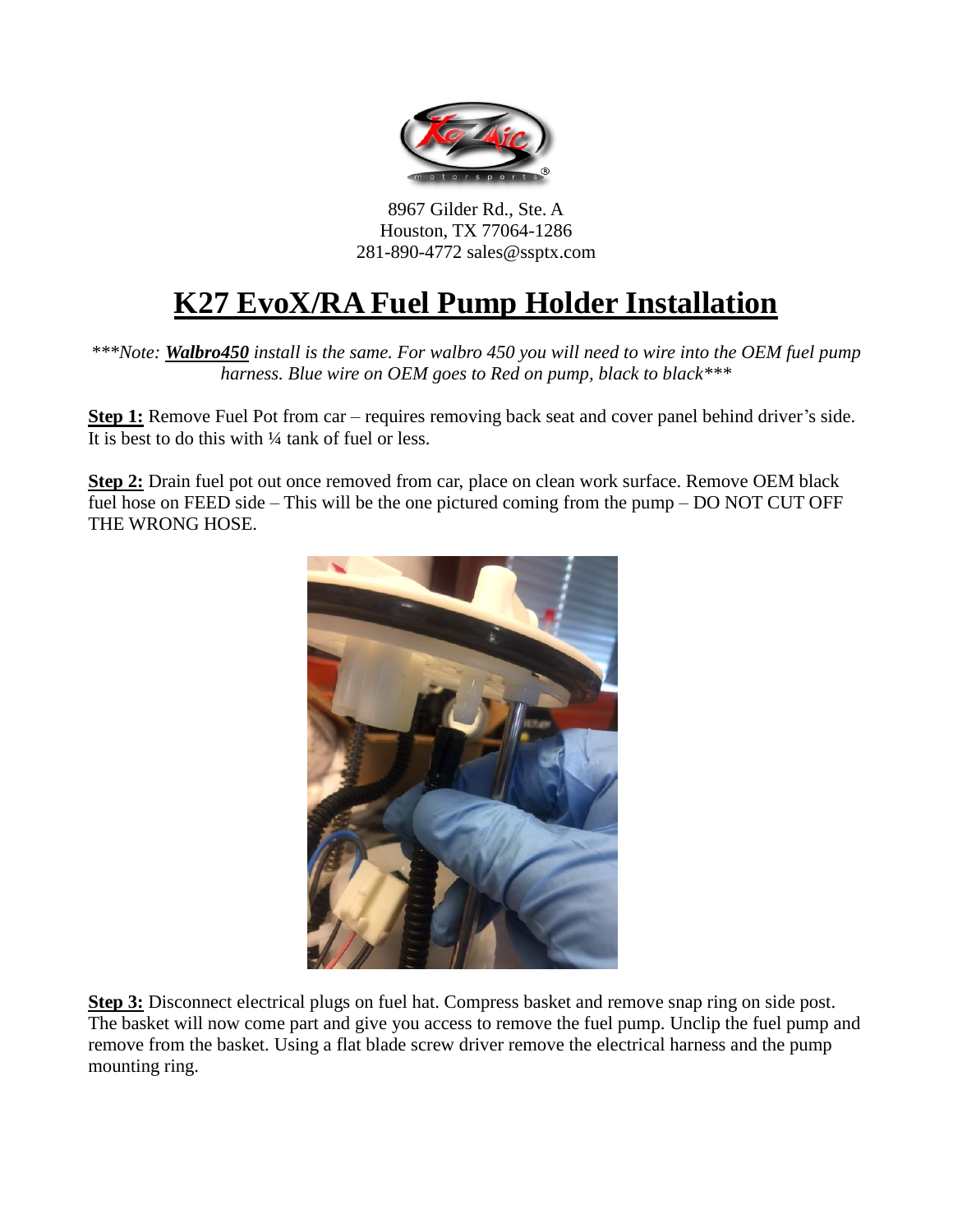8967 Gilder Rd., Ste. A
Houston, TX 77064-1286
281-890-4772 sales@ssptx.com

# K27 EvoX/RA Fuel Pump Holder Installation

*\*\*\*Note: **Walbro450** install is the same. For walbro 450 you will need to wire into the OEM fuel pump harness. Blue wire on OEM goes to Red on pump, black to black\*\*\**

**Step 1:** Remove Fuel Pot from car – requires removing back seat and cover panel behind driver's side. It is best to do this with ¼ tank of fuel or less.

**Step 2:** Drain fuel pot out once removed from car, place on clean work surface. Remove OEM black fuel hose on FEED side – This will be the one pictured coming from the pump – DO NOT CUT OFF THE WRONG HOSE.

**Step 3:** Disconnect electrical plugs on fuel hat. Compress basket and remove snap ring on side post. The basket will now come part and give you access to remove the fuel pump. Unclip the fuel pump and remove from the basket. Using a flat blade screw driver remove the electrical harness and the pump mounting ring.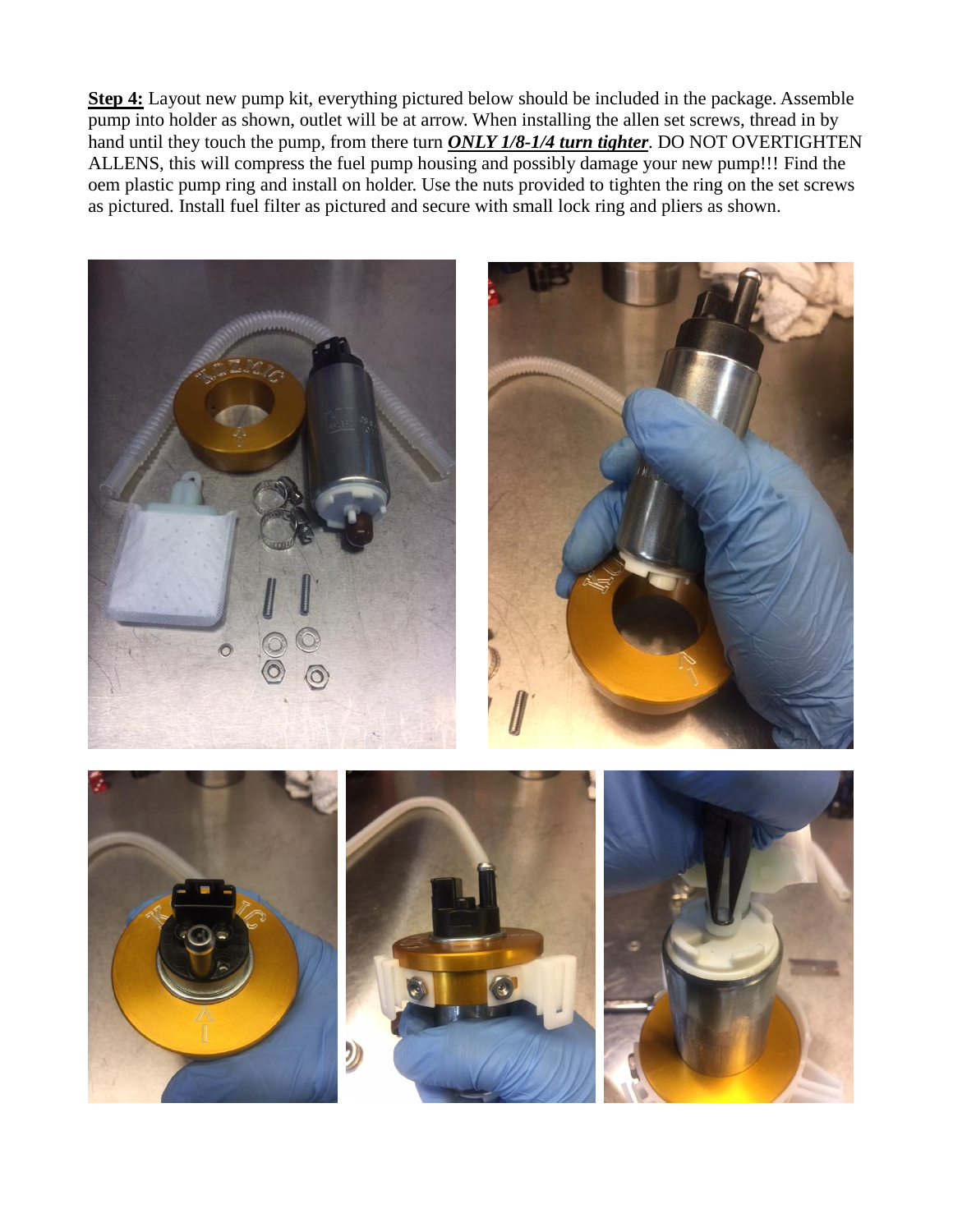**Step 4:** Layout new pump kit, everything pictured below should be included in the package. Assemble pump into holder as shown, outlet will be at arrow. When installing the allen set screws, thread in by hand until they touch the pump, from there turn ***ONLY 1/8-1/4 turn tighter***. DO NOT OVERTIGHTEN ALLENS, this will compress the fuel pump housing and possibly damage your new pump!!! Find the oem plastic pump ring and install on holder. Use the nuts provided to tighten the ring on the set screws as pictured. Install fuel filter as pictured and secure with small lock ring and pliers as shown.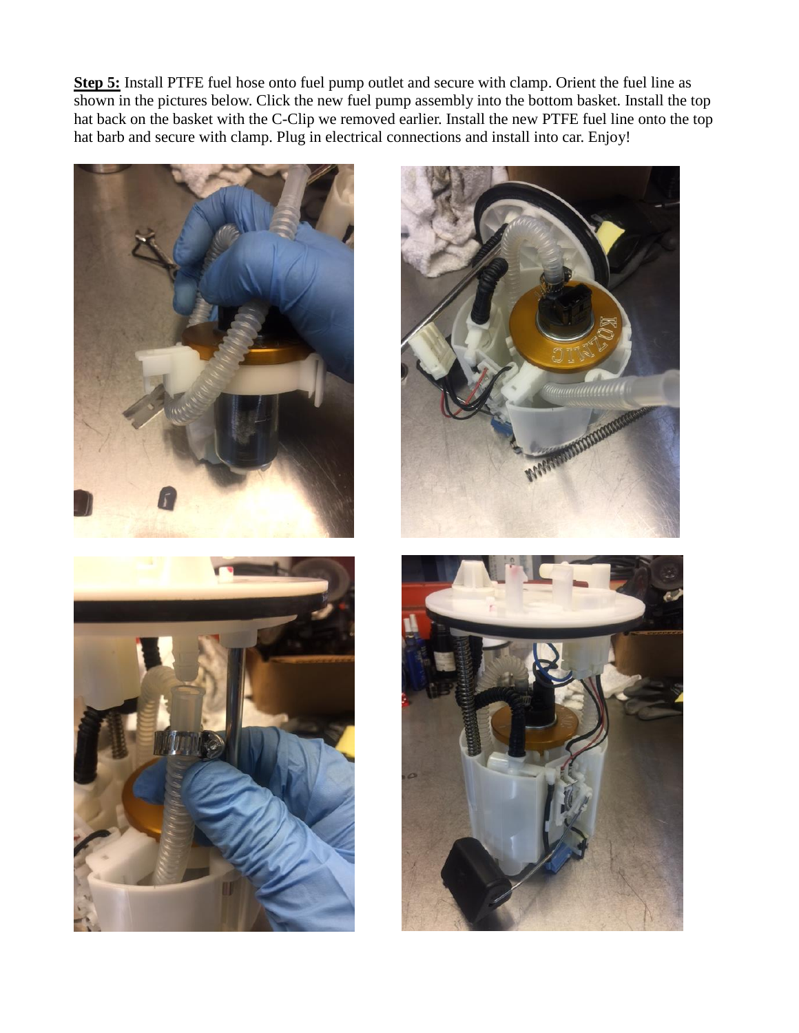**<u>Step 5:</u>** Install PTFE fuel hose onto fuel pump outlet and secure with clamp. Orient the fuel line as shown in the pictures below. Click the new fuel pump assembly into the bottom basket. Install the top hat back on the basket with the C-Clip we removed earlier. Install the new PTFE fuel line onto the top hat barb and secure with clamp. Plug in electrical connections and install into car. Enjoy!